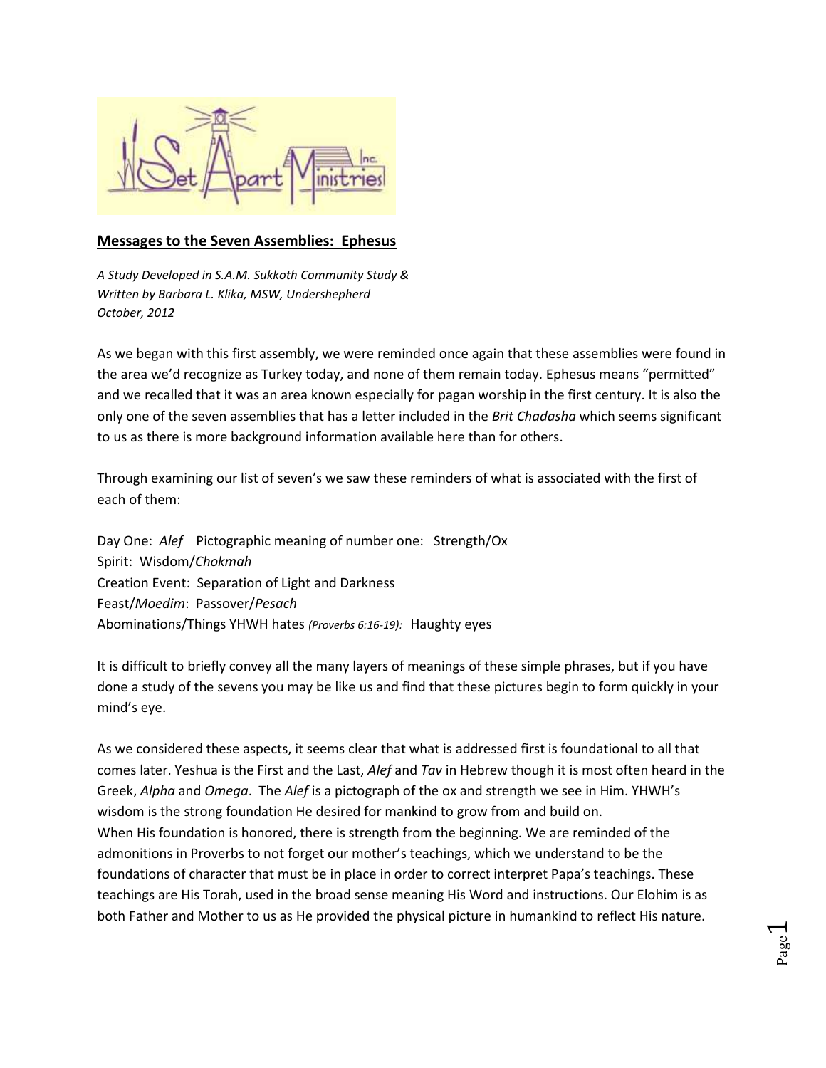## Messages to the Seven Assemblies: Ephesus

*A Study Developed in S.A.M. Sukkoth Community Study &*
*Written by Barbara L. Klika, MSW, Undershepherd*
*October, 2012*

As we began with this first assembly, we were reminded once again that these assemblies were found in the area we'd recognize as Turkey today, and none of them remain today. Ephesus means "permitted" and we recalled that it was an area known especially for pagan worship in the first century. It is also the only one of the seven assemblies that has a letter included in the *Brit Chadasha* which seems significant to us as there is more background information available here than for others.

Through examining our list of seven's we saw these reminders of what is associated with the first of each of them:

Day One: *Alef* Pictographic meaning of number one: Strength/Ox
Spirit: Wisdom/*Chokmah*
Creation Event: Separation of Light and Darkness
Feast/*Moedim*: Passover/*Pesach*
Abominations/Things YHWH hates *(Proverbs 6:16-19):* Haughty eyes

It is difficult to briefly convey all the many layers of meanings of these simple phrases, but if you have done a study of the sevens you may be like us and find that these pictures begin to form quickly in your mind's eye.

As we considered these aspects, it seems clear that what is addressed first is foundational to all that comes later. Yeshua is the First and the Last, *Alef* and *Tav* in Hebrew though it is most often heard in the Greek, *Alpha* and *Omega*. The *Alef* is a pictograph of the ox and strength we see in Him. YHWH's wisdom is the strong foundation He desired for mankind to grow from and build on.
When His foundation is honored, there is strength from the beginning. We are reminded of the admonitions in Proverbs to not forget our mother's teachings, which we understand to be the foundations of character that must be in place in order to correct interpret Papa's teachings. These teachings are His Torah, used in the broad sense meaning His Word and instructions. Our Elohim is as both Father and Mother to us as He provided the physical picture in humankind to reflect His nature.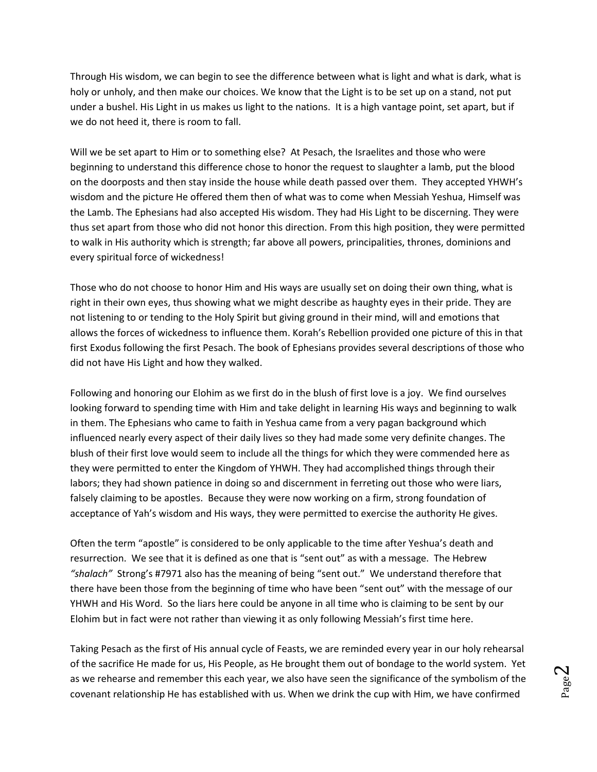Through His wisdom, we can begin to see the difference between what is light and what is dark, what is holy or unholy, and then make our choices. We know that the Light is to be set up on a stand, not put under a bushel. His Light in us makes us light to the nations. It is a high vantage point, set apart, but if we do not heed it, there is room to fall.

Will we be set apart to Him or to something else? At Pesach, the Israelites and those who were beginning to understand this difference chose to honor the request to slaughter a lamb, put the blood on the doorposts and then stay inside the house while death passed over them. They accepted YHWH's wisdom and the picture He offered them then of what was to come when Messiah Yeshua, Himself was the Lamb. The Ephesians had also accepted His wisdom. They had His Light to be discerning. They were thus set apart from those who did not honor this direction. From this high position, they were permitted to walk in His authority which is strength; far above all powers, principalities, thrones, dominions and every spiritual force of wickedness!

Those who do not choose to honor Him and His ways are usually set on doing their own thing, what is right in their own eyes, thus showing what we might describe as haughty eyes in their pride. They are not listening to or tending to the Holy Spirit but giving ground in their mind, will and emotions that allows the forces of wickedness to influence them. Korah's Rebellion provided one picture of this in that first Exodus following the first Pesach. The book of Ephesians provides several descriptions of those who did not have His Light and how they walked.

Following and honoring our Elohim as we first do in the blush of first love is a joy. We find ourselves looking forward to spending time with Him and take delight in learning His ways and beginning to walk in them. The Ephesians who came to faith in Yeshua came from a very pagan background which influenced nearly every aspect of their daily lives so they had made some very definite changes. The blush of their first love would seem to include all the things for which they were commended here as they were permitted to enter the Kingdom of YHWH. They had accomplished things through their labors; they had shown patience in doing so and discernment in ferreting out those who were liars, falsely claiming to be apostles. Because they were now working on a firm, strong foundation of acceptance of Yah's wisdom and His ways, they were permitted to exercise the authority He gives.

Often the term "apostle" is considered to be only applicable to the time after Yeshua's death and resurrection. We see that it is defined as one that is "sent out" as with a message. The Hebrew *"shalach"* Strong's #7971 also has the meaning of being "sent out." We understand therefore that there have been those from the beginning of time who have been "sent out" with the message of our YHWH and His Word. So the liars here could be anyone in all time who is claiming to be sent by our Elohim but in fact were not rather than viewing it as only following Messiah's first time here.

Taking Pesach as the first of His annual cycle of Feasts, we are reminded every year in our holy rehearsal of the sacrifice He made for us, His People, as He brought them out of bondage to the world system. Yet as we rehearse and remember this each year, we also have seen the significance of the symbolism of the covenant relationship He has established with us. When we drink the cup with Him, we have confirmed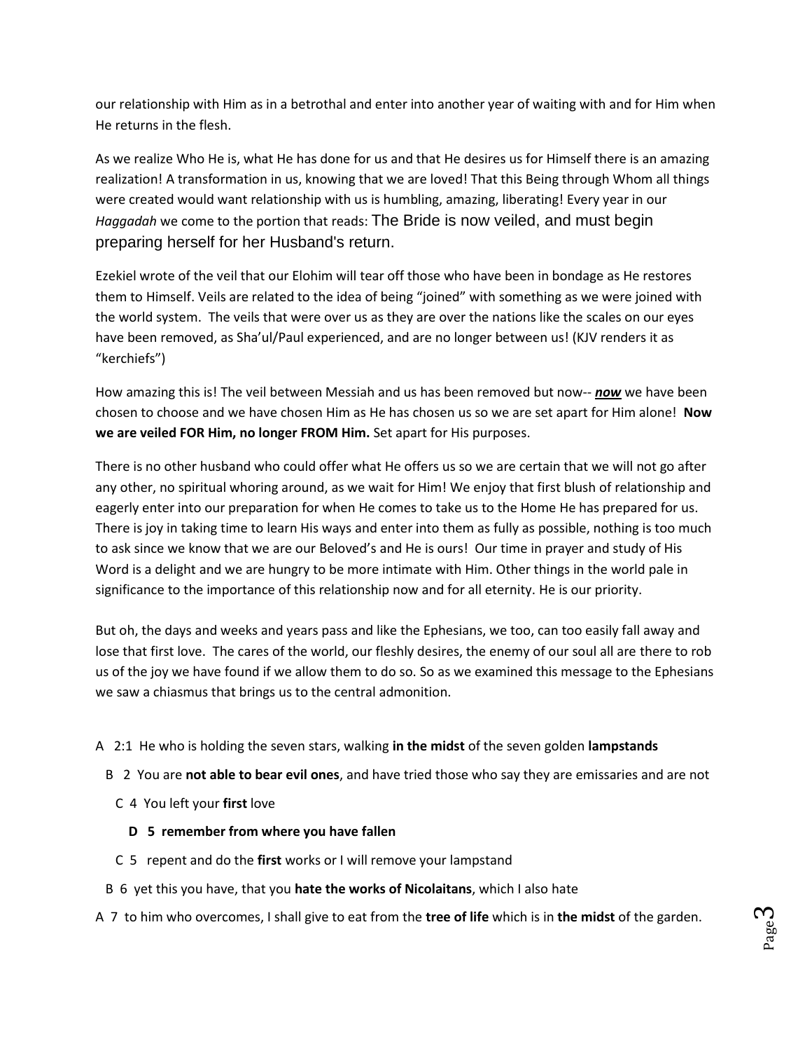our relationship with Him as in a betrothal and enter into another year of waiting with and for Him when He returns in the flesh.

As we realize Who He is, what He has done for us and that He desires us for Himself there is an amazing realization! A transformation in us, knowing that we are loved! That this Being through Whom all things were created would want relationship with us is humbling, amazing, liberating! Every year in our *Haggadah* we come to the portion that reads: The Bride is now veiled, and must begin preparing herself for her Husband's return.

Ezekiel wrote of the veil that our Elohim will tear off those who have been in bondage as He restores them to Himself. Veils are related to the idea of being "joined" with something as we were joined with the world system. The veils that were over us as they are over the nations like the scales on our eyes have been removed, as Sha'ul/Paul experienced, and are no longer between us! (KJV renders it as "kerchiefs")

How amazing this is! The veil between Messiah and us has been removed but now-- ***now*** we have been chosen to choose and we have chosen Him as He has chosen us so we are set apart for Him alone! **Now we are veiled FOR Him, no longer FROM Him.** Set apart for His purposes.

There is no other husband who could offer what He offers us so we are certain that we will not go after any other, no spiritual whoring around, as we wait for Him! We enjoy that first blush of relationship and eagerly enter into our preparation for when He comes to take us to the Home He has prepared for us. There is joy in taking time to learn His ways and enter into them as fully as possible, nothing is too much to ask since we know that we are our Beloved's and He is ours! Our time in prayer and study of His Word is a delight and we are hungry to be more intimate with Him. Other things in the world pale in significance to the importance of this relationship now and for all eternity. He is our priority.

But oh, the days and weeks and years pass and like the Ephesians, we too, can too easily fall away and lose that first love. The cares of the world, our fleshly desires, the enemy of our soul all are there to rob us of the joy we have found if we allow them to do so. So as we examined this message to the Ephesians we saw a chiasmus that brings us to the central admonition.

A 2:1 He who is holding the seven stars, walking **in the midst** of the seven golden **lampstands**

  B 2 You are **not able to bear evil ones**, and have tried those who say they are emissaries and are not

    C 4 You left your **first** love

      **D 5 remember from where you have fallen**

    C 5 repent and do the **first** works or I will remove your lampstand

  B 6 yet this you have, that you **hate the works of Nicolaitans**, which I also hate

A 7 to him who overcomes, I shall give to eat from the **tree of life** which is in **the midst** of the garden.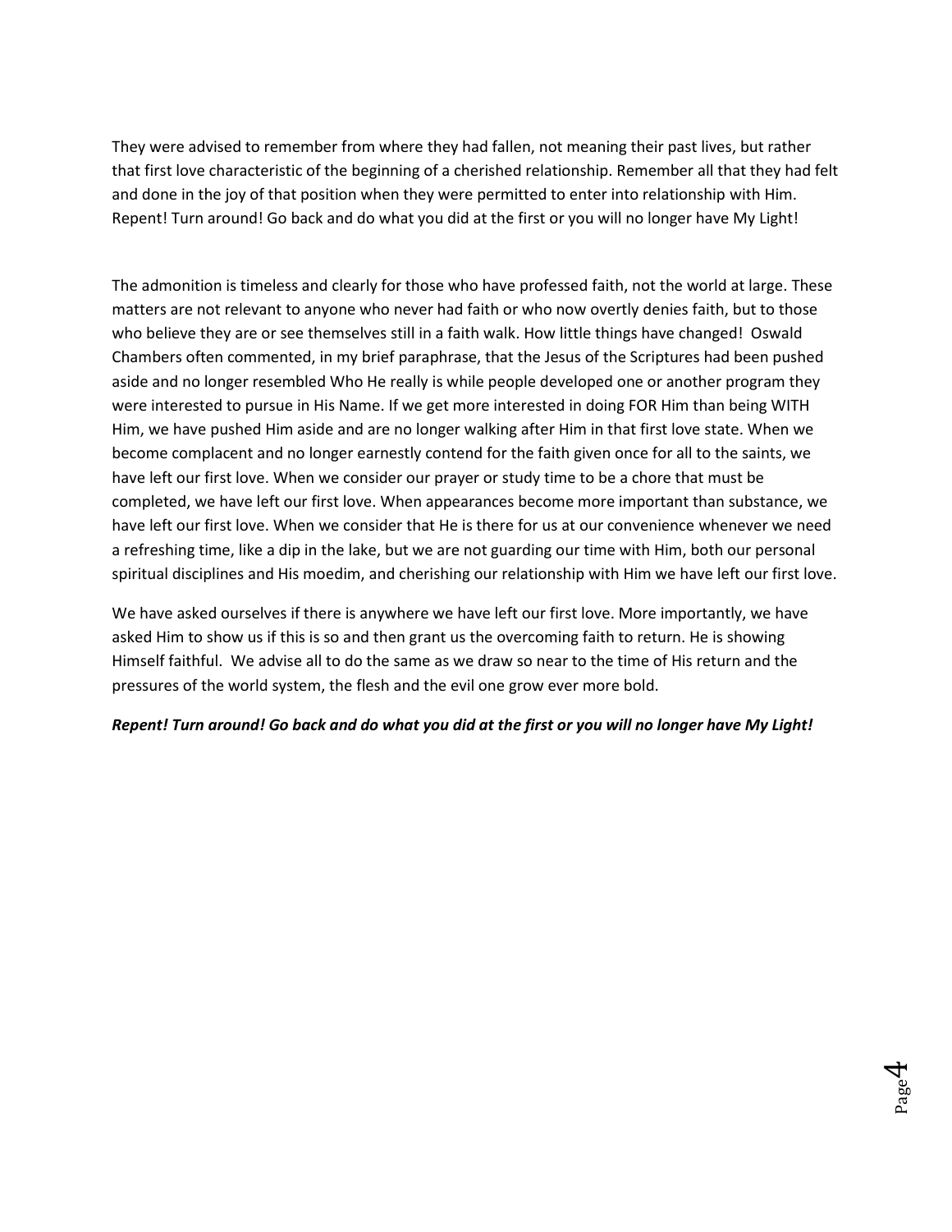They were advised to remember from where they had fallen, not meaning their past lives, but rather that first love characteristic of the beginning of a cherished relationship. Remember all that they had felt and done in the joy of that position when they were permitted to enter into relationship with Him. Repent! Turn around! Go back and do what you did at the first or you will no longer have My Light!

The admonition is timeless and clearly for those who have professed faith, not the world at large. These matters are not relevant to anyone who never had faith or who now overtly denies faith, but to those who believe they are or see themselves still in a faith walk. How little things have changed! Oswald Chambers often commented, in my brief paraphrase, that the Jesus of the Scriptures had been pushed aside and no longer resembled Who He really is while people developed one or another program they were interested to pursue in His Name. If we get more interested in doing FOR Him than being WITH Him, we have pushed Him aside and are no longer walking after Him in that first love state. When we become complacent and no longer earnestly contend for the faith given once for all to the saints, we have left our first love. When we consider our prayer or study time to be a chore that must be completed, we have left our first love. When appearances become more important than substance, we have left our first love. When we consider that He is there for us at our convenience whenever we need a refreshing time, like a dip in the lake, but we are not guarding our time with Him, both our personal spiritual disciplines and His moedim, and cherishing our relationship with Him we have left our first love.

We have asked ourselves if there is anywhere we have left our first love. More importantly, we have asked Him to show us if this is so and then grant us the overcoming faith to return. He is showing Himself faithful. We advise all to do the same as we draw so near to the time of His return and the pressures of the world system, the flesh and the evil one grow ever more bold.

***Repent! Turn around! Go back and do what you did at the first or you will no longer have My Light!***